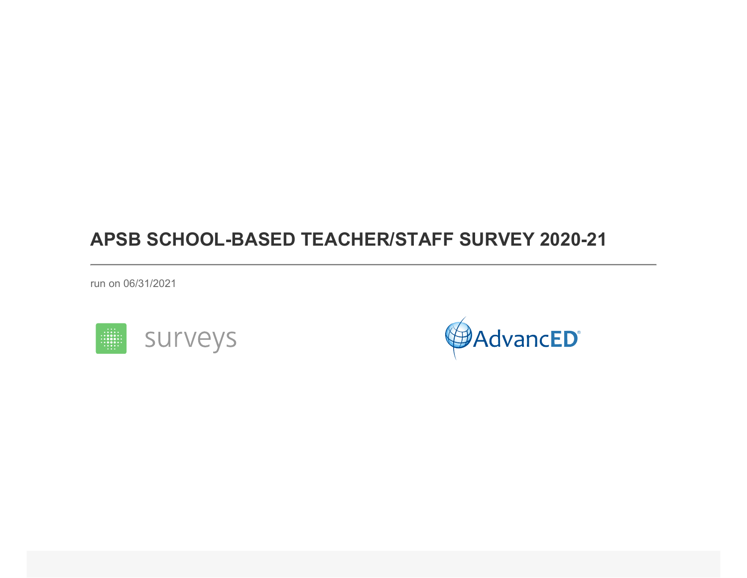# APSB SCHOOL-BASED TEACHER/STAFF SURVEY 2020-21

run on 06/31/2021

surveys

AdvancED®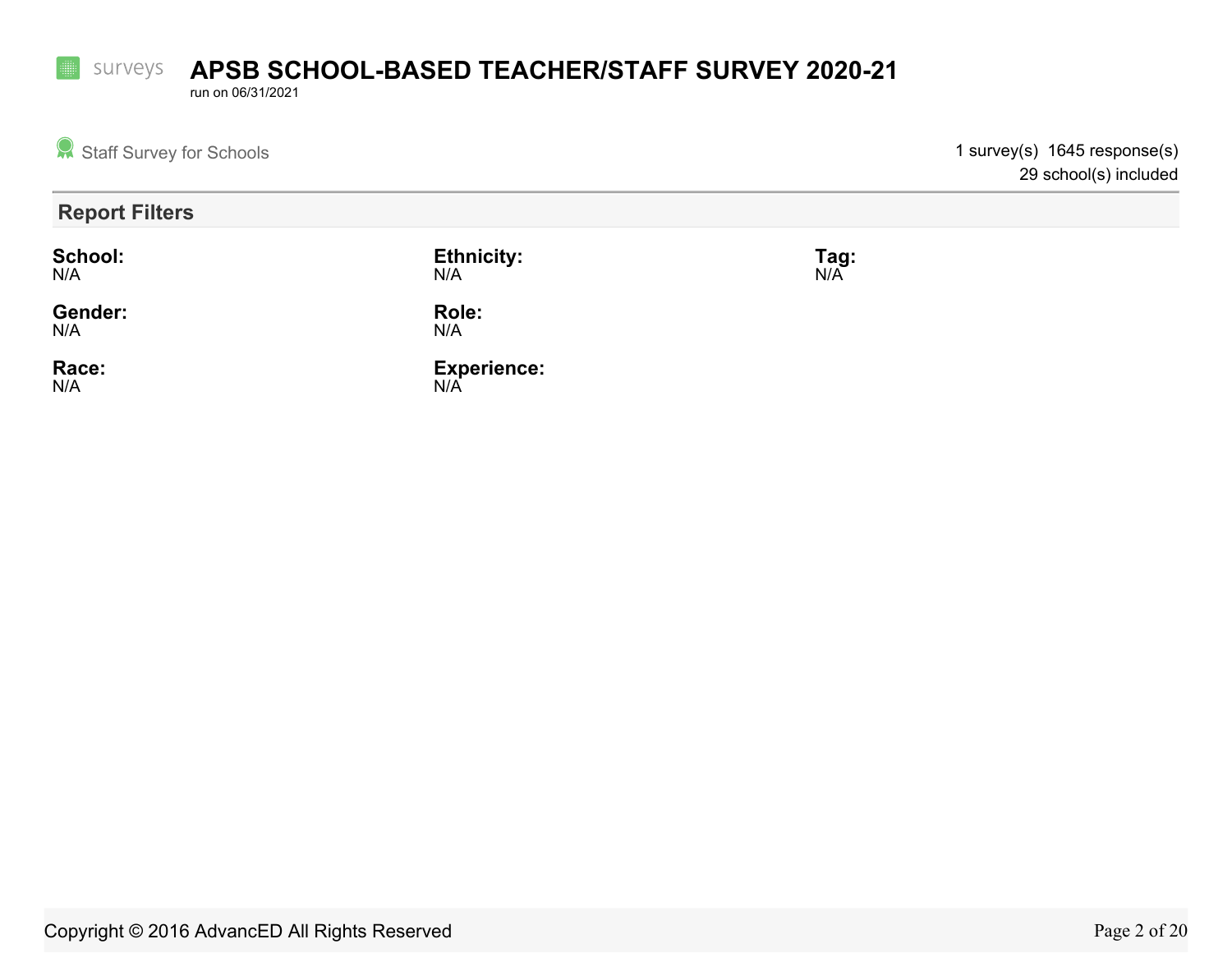# APSB SCHOOL-BASED TEACHER/STAFF SURVEY 2020-21

run on 06/31/2021

Staff Survey for Schools

1 survey(s) 1645 response(s)
29 school(s) included

## Report Filters

**School:**
N/A

**Ethnicity:**
N/A

**Tag:**
N/A

**Gender:**
N/A

**Role:**
N/A

**Race:**
N/A

**Experience:**
N/A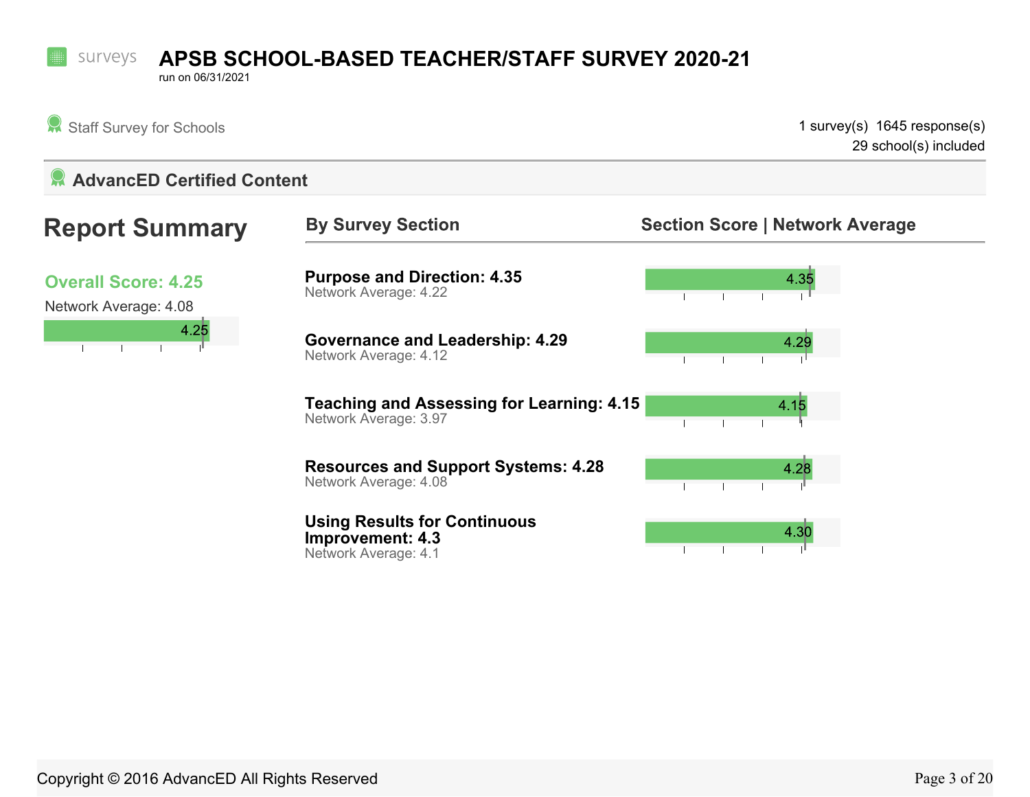surveys

# APSB SCHOOL-BASED TEACHER/STAFF SURVEY 2020-21

run on 06/31/2021

Staff Survey for Schools

1 survey(s) 1645 response(s)
29 school(s) included

## AdvancED Certified Content

## Report Summary

**Overall Score: 4.25**

Network Average: 4.08

4.25

### By Survey Section

| By Survey Section | Section Score \| Network Average |
|---|---|
| **Purpose and Direction: 4.35**<br>Network Average: 4.22 | 4.35 |
| **Governance and Leadership: 4.29**<br>Network Average: 4.12 | 4.29 |
| **Teaching and Assessing for Learning: 4.15**<br>Network Average: 3.97 | 4.15 |
| **Resources and Support Systems: 4.28**<br>Network Average: 4.08 | 4.28 |
| **Using Results for Continuous Improvement: 4.3**<br>Network Average: 4.1 | 4.30 |

Copyright © 2016 AdvancED All Rights Reserved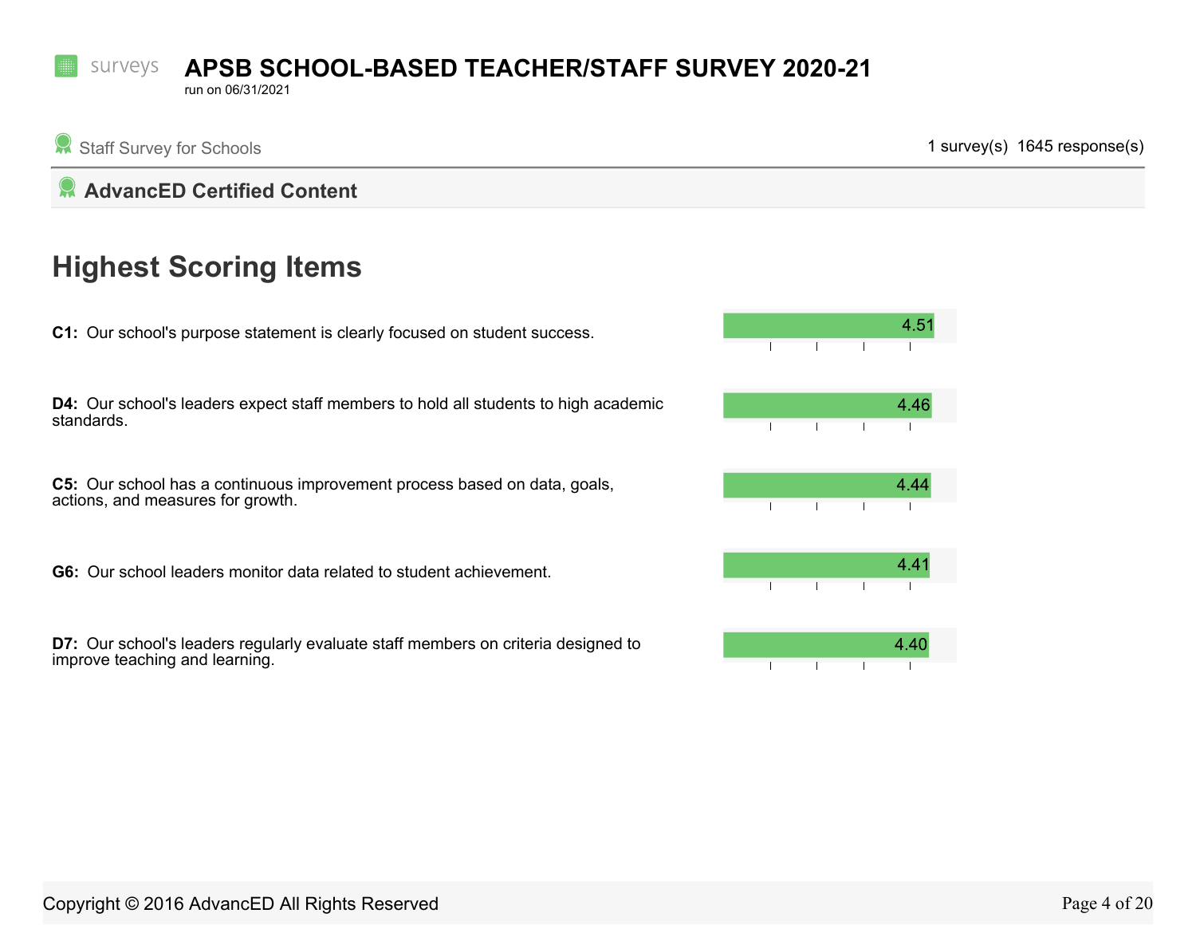# APSB SCHOOL-BASED TEACHER/STAFF SURVEY 2020-21

run on 06/31/2021

Staff Survey for Schools

1 survey(s) 1645 response(s)

## AdvancED Certified Content

## Highest Scoring Items

| Item | Score |
|---|---|
| **C1:** Our school's purpose statement is clearly focused on student success. | 4.51 |
| **D4:** Our school's leaders expect staff members to hold all students to high academic standards. | 4.46 |
| **C5:** Our school has a continuous improvement process based on data, goals, actions, and measures for growth. | 4.44 |
| **G6:** Our school leaders monitor data related to student achievement. | 4.41 |
| **D7:** Our school's leaders regularly evaluate staff members on criteria designed to improve teaching and learning. | 4.40 |

Copyright © 2016 AdvancED All Rights Reserved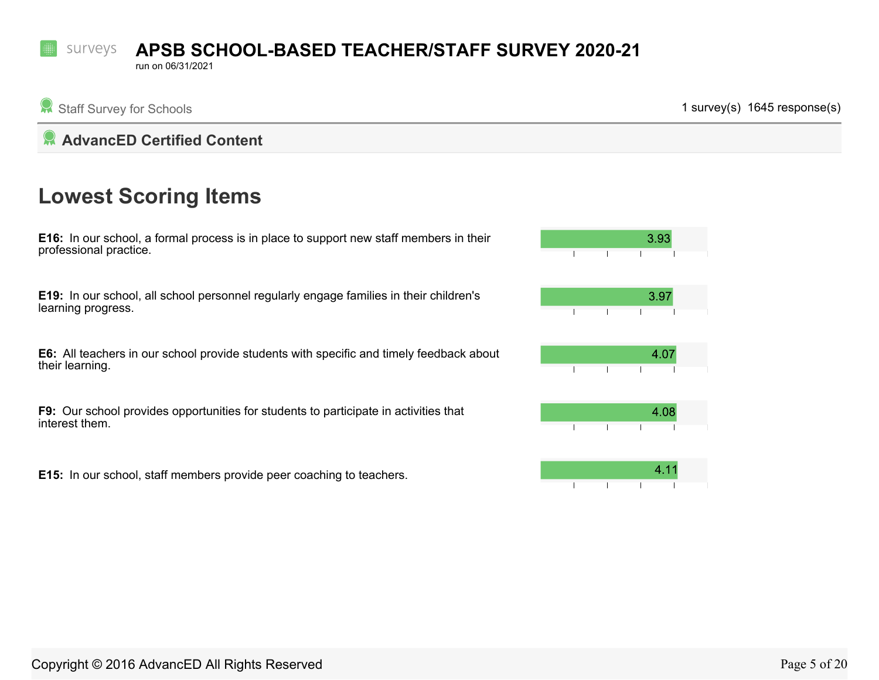# APSB SCHOOL-BASED TEACHER/STAFF SURVEY 2020-21

run on 06/31/2021

Staff Survey for Schools

1 survey(s) 1645 response(s)

## AdvancED Certified Content

## Lowest Scoring Items

| Item | Score |
|---|---|
| **E16:** In our school, a formal process is in place to support new staff members in their professional practice. | 3.93 |
| **E19:** In our school, all school personnel regularly engage families in their children's learning progress. | 3.97 |
| **E6:** All teachers in our school provide students with specific and timely feedback about their learning. | 4.07 |
| **F9:** Our school provides opportunities for students to participate in activities that interest them. | 4.08 |
| **E15:** In our school, staff members provide peer coaching to teachers. | 4.11 |

Copyright © 2016 AdvancED All Rights Reserved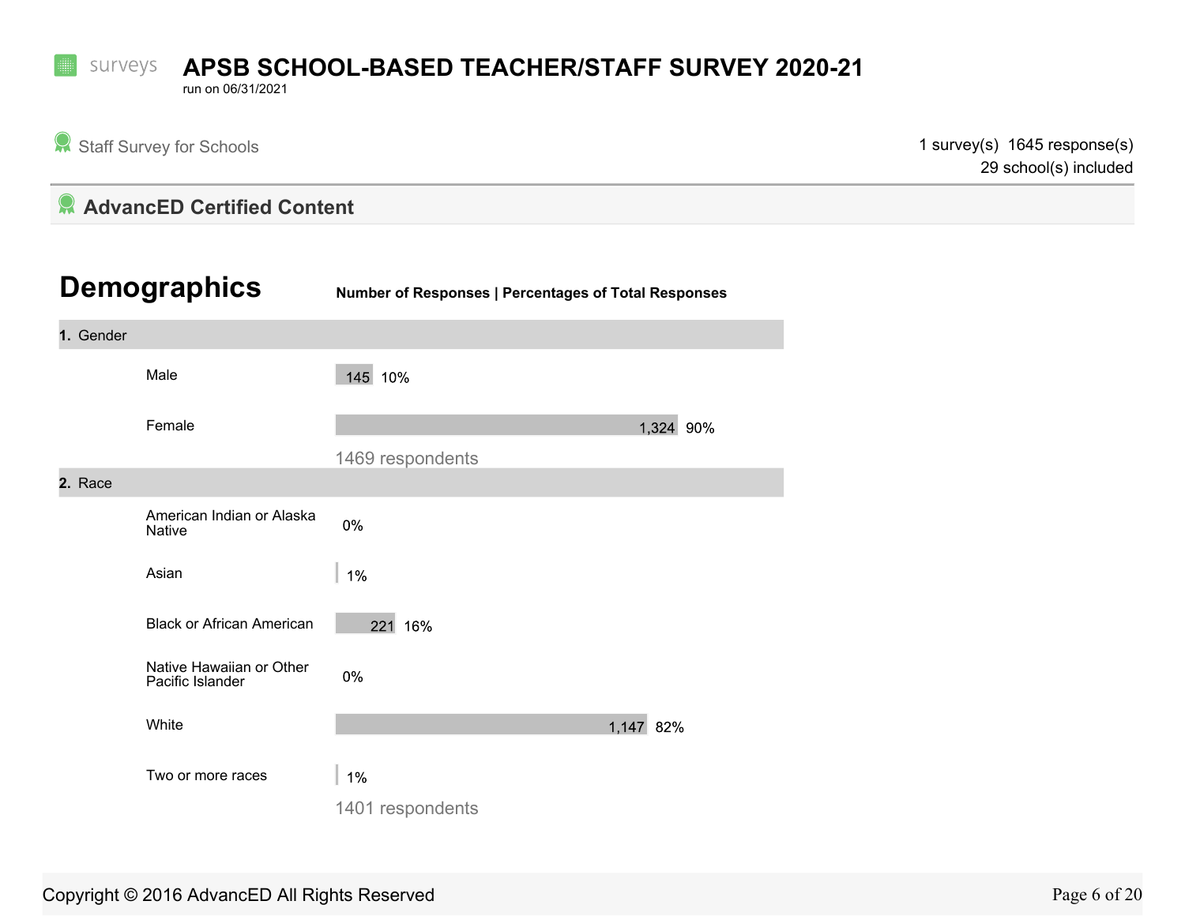# APSB SCHOOL-BASED TEACHER/STAFF SURVEY 2020-21

run on 06/31/2021

Staff Survey for Schools

1 survey(s) 1645 response(s)
29 school(s) included

## AdvancED Certified Content

## Demographics

**Number of Responses | Percentages of Total Responses**

### 1. Gender

| Response | Number | Percentage |
|---|---|---|
| Male | 145 | 10% |
| Female | 1,324 | 90% |

1469 respondents

### 2. Race

| Response | Number | Percentage |
|---|---|---|
| American Indian or Alaska Native | | 0% |
| Asian | | 1% |
| Black or African American | 221 | 16% |
| Native Hawaiian or Other Pacific Islander | | 0% |
| White | 1,147 | 82% |
| Two or more races | | 1% |

1401 respondents

Copyright © 2016 AdvancED All Rights Reserved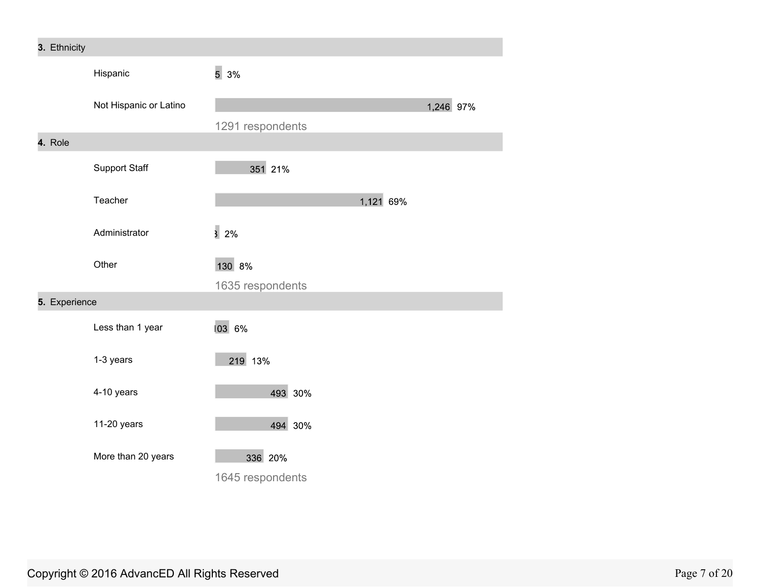**3.** Ethnicity

| Option | Count | Percent |
|---|---|---|
| Hispanic | 5 | 3% |
| Not Hispanic or Latino | 1,246 | 97% |

1291 respondents

**4.** Role

| Option | Count | Percent |
|---|---|---|
| Support Staff | 351 | 21% |
| Teacher | 1,121 | 69% |
| Administrator | 3 | 2% |
| Other | 130 | 8% |

1635 respondents

**5.** Experience

| Option | Count | Percent |
|---|---|---|
| Less than 1 year | 103 | 6% |
| 1-3 years | 219 | 13% |
| 4-10 years | 493 | 30% |
| 11-20 years | 494 | 30% |
| More than 20 years | 336 | 20% |

1645 respondents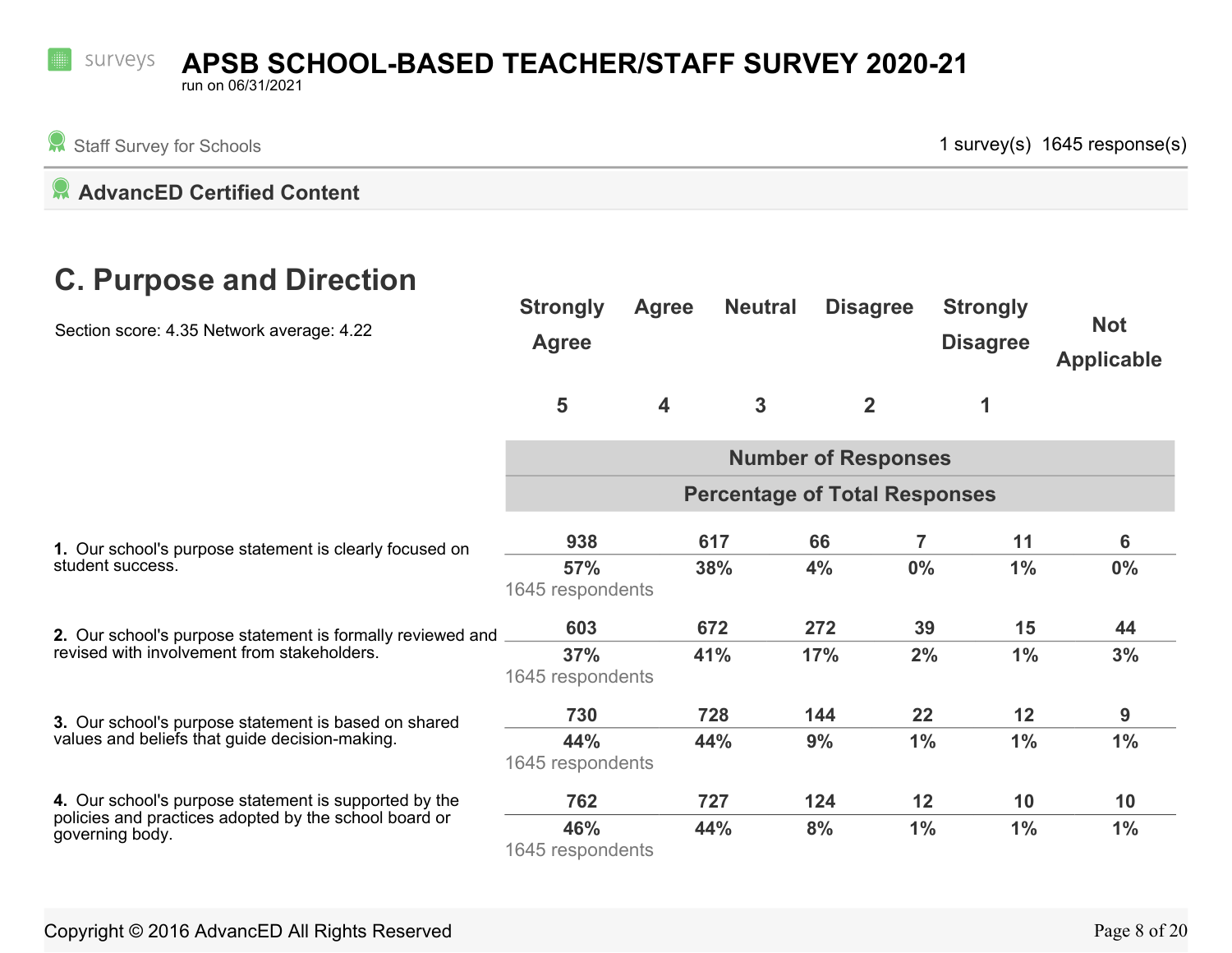surveys

# APSB SCHOOL-BASED TEACHER/STAFF SURVEY 2020-21

run on 06/31/2021

Staff Survey for Schools

1 survey(s) 1645 response(s)

**AdvancED Certified Content**

## C. Purpose and Direction

Section score: 4.35 Network average: 4.22

| | Strongly Agree | Agree | Neutral | Disagree | Strongly Disagree | Not Applicable |
|---|---|---|---|---|---|---|
| | 5 | 4 | 3 | 2 | 1 | |
| | **Number of Responses / Percentage of Total Responses** | | | | | |
| **1.** Our school's purpose statement is clearly focused on student success. | 938 | 617 | 66 | 7 | 11 | 6 |
| | 57% | 38% | 4% | 0% | 1% | 0% |
| | 1645 respondents | | | | | |
| **2.** Our school's purpose statement is formally reviewed and revised with involvement from stakeholders. | 603 | 672 | 272 | 39 | 15 | 44 |
| | 37% | 41% | 17% | 2% | 1% | 3% |
| | 1645 respondents | | | | | |
| **3.** Our school's purpose statement is based on shared values and beliefs that guide decision-making. | 730 | 728 | 144 | 22 | 12 | 9 |
| | 44% | 44% | 9% | 1% | 1% | 1% |
| | 1645 respondents | | | | | |
| **4.** Our school's purpose statement is supported by the policies and practices adopted by the school board or governing body. | 762 | 727 | 124 | 12 | 10 | 10 |
| | 46% | 44% | 8% | 1% | 1% | 1% |
| | 1645 respondents | | | | | |

Copyright © 2016 AdvancED All Rights Reserved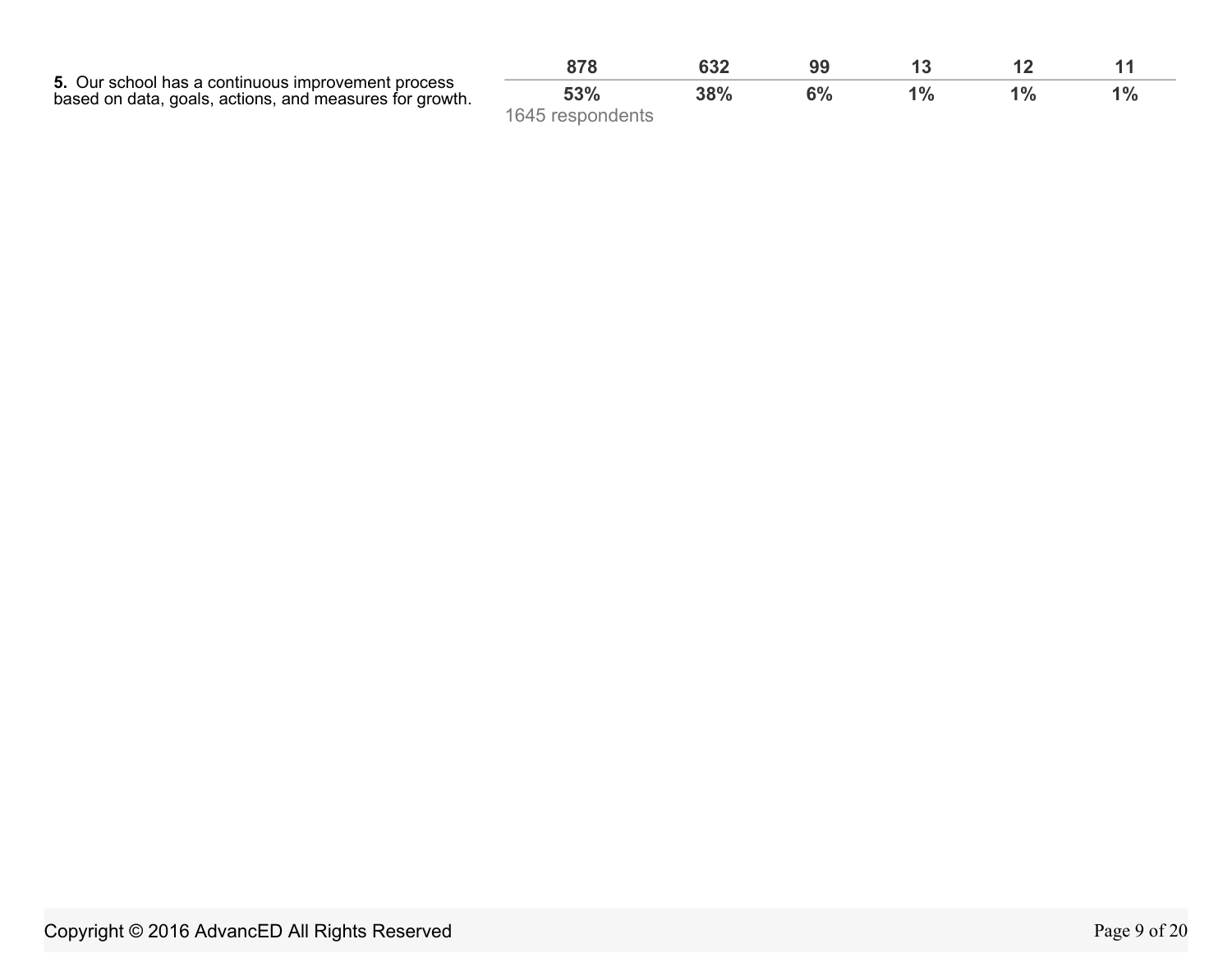| | | | | | | |
|---|---|---|---|---|---|---|
| **5.** Our school has a continuous improvement process based on data, goals, actions, and measures for growth. | **878** | **632** | **99** | **13** | **12** | **11** |
| | **53%** | **38%** | **6%** | **1%** | **1%** | **1%** |
| | 1645 respondents | | | | | |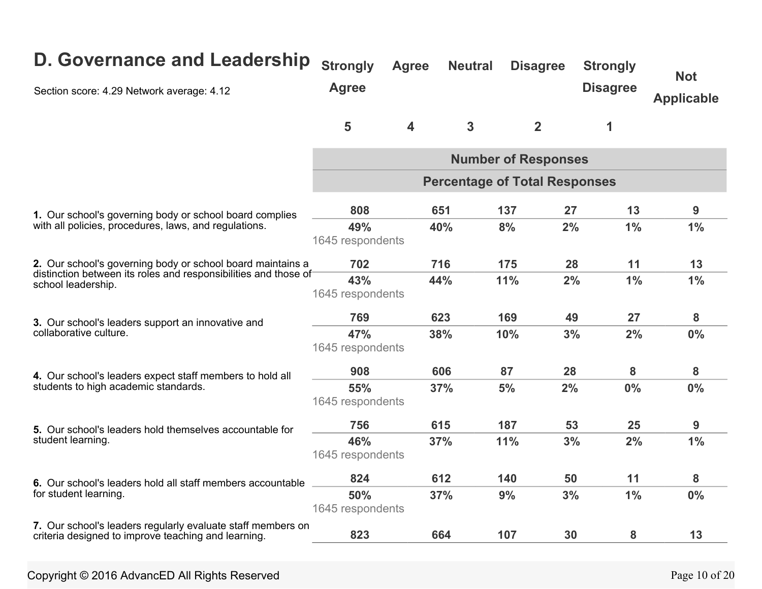## D. Governance and Leadership

Section score: 4.29 Network average: 4.12

| | Strongly Agree | Agree | Neutral | Disagree | Strongly Disagree | Not Applicable |
|---|---|---|---|---|---|---|
| | 5 | 4 | 3 | 2 | 1 | |
| | Number of Responses | | | | | |
| | Percentage of Total Responses | | | | | |
| **1.** Our school's governing body or school board complies with all policies, procedures, laws, and regulations. | 808 | 651 | 137 | 27 | 13 | 9 |
| 1645 respondents | 49% | 40% | 8% | 2% | 1% | 1% |
| **2.** Our school's governing body or school board maintains a distinction between its roles and responsibilities and those of school leadership. | 702 | 716 | 175 | 28 | 11 | 13 |
| 1645 respondents | 43% | 44% | 11% | 2% | 1% | 1% |
| **3.** Our school's leaders support an innovative and collaborative culture. | 769 | 623 | 169 | 49 | 27 | 8 |
| 1645 respondents | 47% | 38% | 10% | 3% | 2% | 0% |
| **4.** Our school's leaders expect staff members to hold all students to high academic standards. | 908 | 606 | 87 | 28 | 8 | 8 |
| 1645 respondents | 55% | 37% | 5% | 2% | 0% | 0% |
| **5.** Our school's leaders hold themselves accountable for student learning. | 756 | 615 | 187 | 53 | 25 | 9 |
| 1645 respondents | 46% | 37% | 11% | 3% | 2% | 1% |
| **6.** Our school's leaders hold all staff members accountable for student learning. | 824 | 612 | 140 | 50 | 11 | 8 |
| 1645 respondents | 50% | 37% | 9% | 3% | 1% | 0% |
| **7.** Our school's leaders regularly evaluate staff members on criteria designed to improve teaching and learning. | 823 | 664 | 107 | 30 | 8 | 13 |

Copyright © 2016 AdvancED All Rights Reserved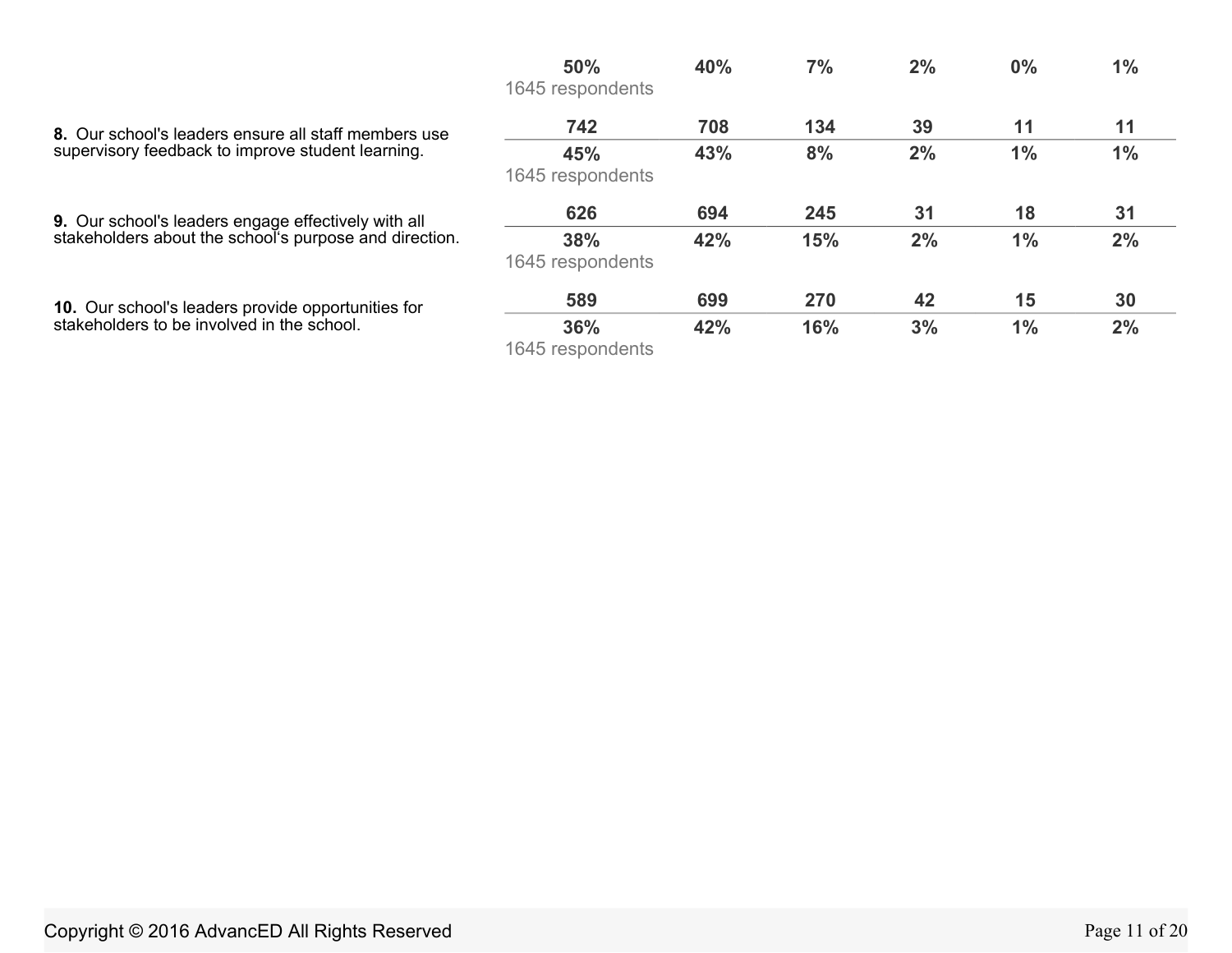| | | | | | | |
|---|---|---|---|---|---|---|
| | 50%<br>1645 respondents | 40% | 7% | 2% | 0% | 1% |
| **8.** Our school's leaders ensure all staff members use supervisory feedback to improve student learning. | 742 | 708 | 134 | 39 | 11 | 11 |
| | 45%<br>1645 respondents | 43% | 8% | 2% | 1% | 1% |
| **9.** Our school's leaders engage effectively with all stakeholders about the school's purpose and direction. | 626 | 694 | 245 | 31 | 18 | 31 |
| | 38%<br>1645 respondents | 42% | 15% | 2% | 1% | 2% |
| **10.** Our school's leaders provide opportunities for stakeholders to be involved in the school. | 589 | 699 | 270 | 42 | 15 | 30 |
| | 36%<br>1645 respondents | 42% | 16% | 3% | 1% | 2% |

Copyright © 2016 AdvancED All Rights Reserved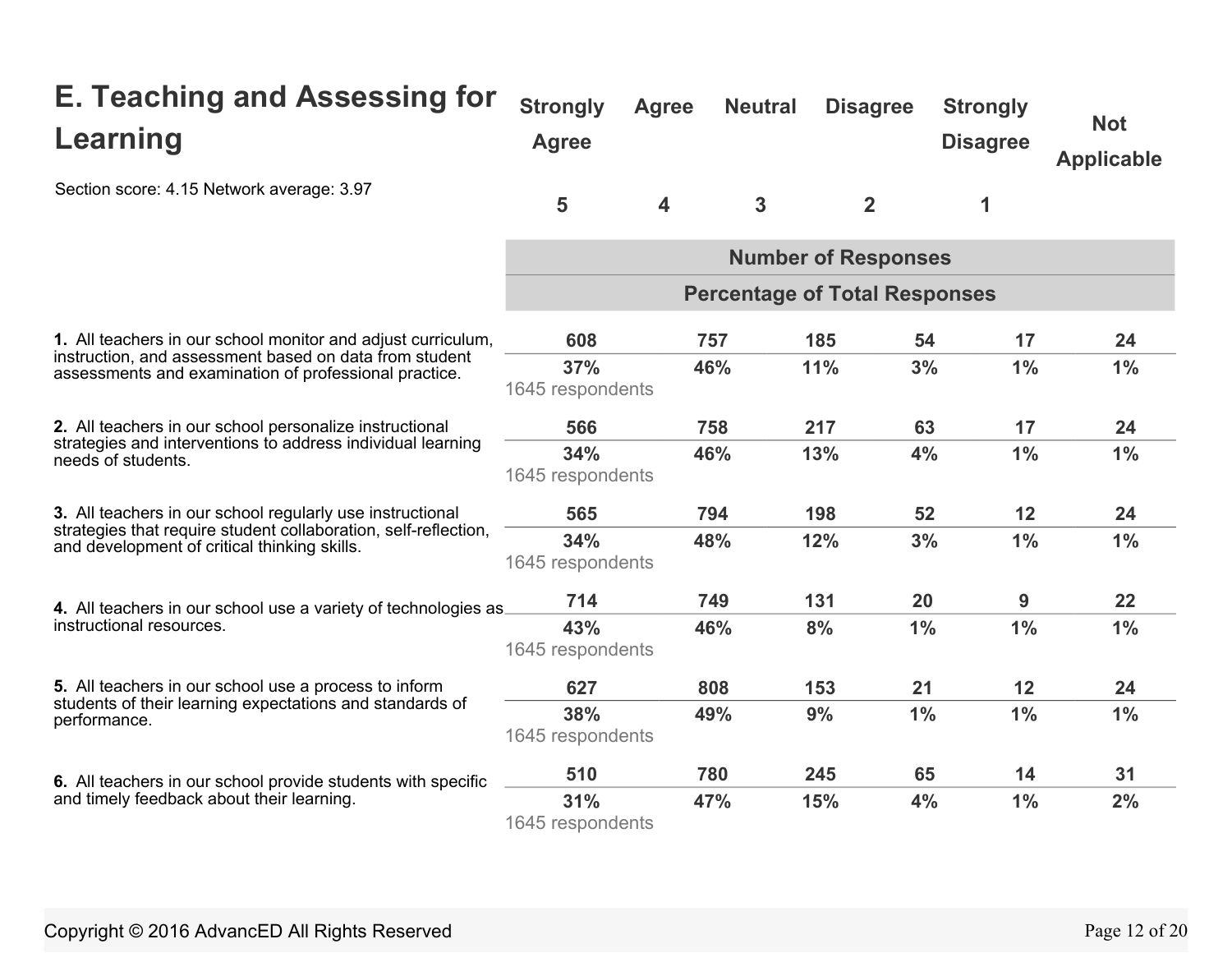## E. Teaching and Assessing for Learning

Section score: 4.15 Network average: 3.97

| | Strongly Agree | Agree | Neutral | Disagree | Strongly Disagree | Not Applicable |
|---|---|---|---|---|---|---|
| | 5 | 4 | 3 | 2 | 1 | |
| | Number of Responses / Percentage of Total Responses | | | | | |
| **1.** All teachers in our school monitor and adjust curriculum, instruction, and assessment based on data from student assessments and examination of professional practice. | 608 | 757 | 185 | 54 | 17 | 24 |
| 1645 respondents | 37% | 46% | 11% | 3% | 1% | 1% |
| **2.** All teachers in our school personalize instructional strategies and interventions to address individual learning needs of students. | 566 | 758 | 217 | 63 | 17 | 24 |
| 1645 respondents | 34% | 46% | 13% | 4% | 1% | 1% |
| **3.** All teachers in our school regularly use instructional strategies that require student collaboration, self-reflection, and development of critical thinking skills. | 565 | 794 | 198 | 52 | 12 | 24 |
| 1645 respondents | 34% | 48% | 12% | 3% | 1% | 1% |
| **4.** All teachers in our school use a variety of technologies as instructional resources. | 714 | 749 | 131 | 20 | 9 | 22 |
| 1645 respondents | 43% | 46% | 8% | 1% | 1% | 1% |
| **5.** All teachers in our school use a process to inform students of their learning expectations and standards of performance. | 627 | 808 | 153 | 21 | 12 | 24 |
| 1645 respondents | 38% | 49% | 9% | 1% | 1% | 1% |
| **6.** All teachers in our school provide students with specific and timely feedback about their learning. | 510 | 780 | 245 | 65 | 14 | 31 |
| 1645 respondents | 31% | 47% | 15% | 4% | 1% | 2% |

Copyright © 2016 AdvancED All Rights Reserved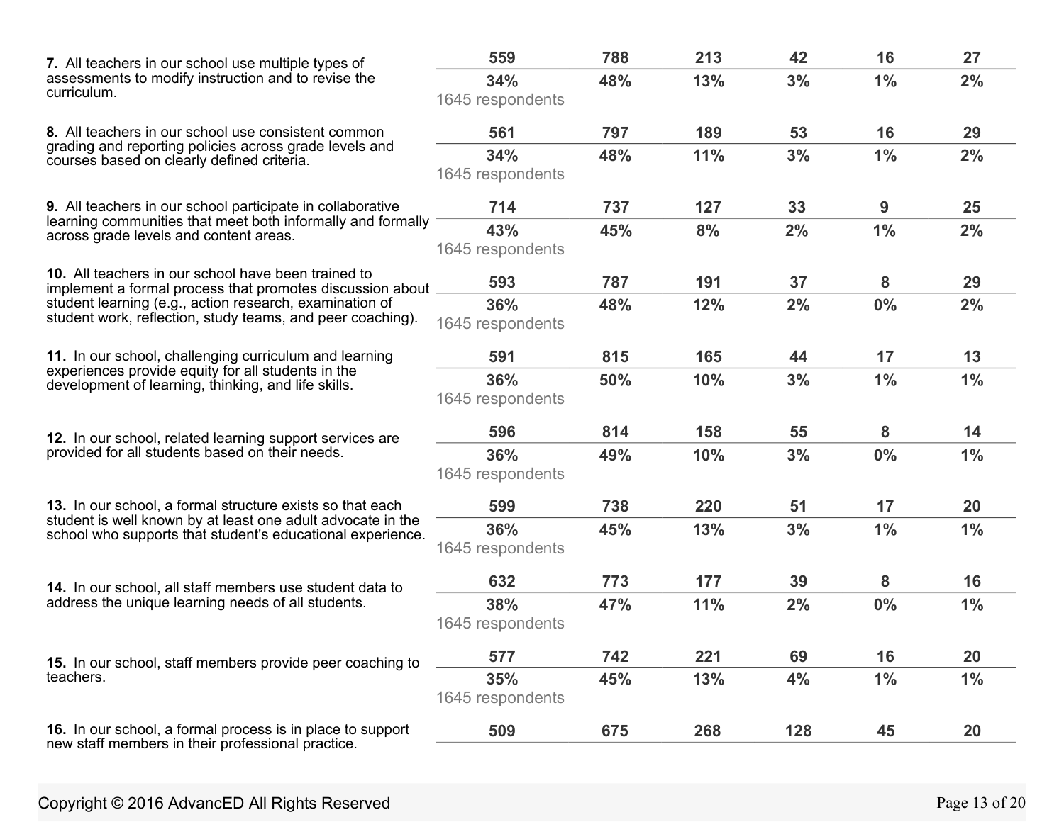| Statement | | | | | | |
|---|---|---|---|---|---|---|
| **7.** All teachers in our school use multiple types of assessments to modify instruction and to revise the curriculum. | **559** | **788** | **213** | **42** | **16** | **27** |
| | **34%** | **48%** | **13%** | **3%** | **1%** | **2%** |
| | 1645 respondents | | | | | |
| **8.** All teachers in our school use consistent common grading and reporting policies across grade levels and courses based on clearly defined criteria. | **561** | **797** | **189** | **53** | **16** | **29** |
| | **34%** | **48%** | **11%** | **3%** | **1%** | **2%** |
| | 1645 respondents | | | | | |
| **9.** All teachers in our school participate in collaborative learning communities that meet both informally and formally across grade levels and content areas. | **714** | **737** | **127** | **33** | **9** | **25** |
| | **43%** | **45%** | **8%** | **2%** | **1%** | **2%** |
| | 1645 respondents | | | | | |
| **10.** All teachers in our school have been trained to implement a formal process that promotes discussion about student learning (e.g., action research, examination of student work, reflection, study teams, and peer coaching). | **593** | **787** | **191** | **37** | **8** | **29** |
| | **36%** | **48%** | **12%** | **2%** | **0%** | **2%** |
| | 1645 respondents | | | | | |
| **11.** In our school, challenging curriculum and learning experiences provide equity for all students in the development of learning, thinking, and life skills. | **591** | **815** | **165** | **44** | **17** | **13** |
| | **36%** | **50%** | **10%** | **3%** | **1%** | **1%** |
| | 1645 respondents | | | | | |
| **12.** In our school, related learning support services are provided for all students based on their needs. | **596** | **814** | **158** | **55** | **8** | **14** |
| | **36%** | **49%** | **10%** | **3%** | **0%** | **1%** |
| | 1645 respondents | | | | | |
| **13.** In our school, a formal structure exists so that each student is well known by at least one adult advocate in the school who supports that student's educational experience. | **599** | **738** | **220** | **51** | **17** | **20** |
| | **36%** | **45%** | **13%** | **3%** | **1%** | **1%** |
| | 1645 respondents | | | | | |
| **14.** In our school, all staff members use student data to address the unique learning needs of all students. | **632** | **773** | **177** | **39** | **8** | **16** |
| | **38%** | **47%** | **11%** | **2%** | **0%** | **1%** |
| | 1645 respondents | | | | | |
| **15.** In our school, staff members provide peer coaching to teachers. | **577** | **742** | **221** | **69** | **16** | **20** |
| | **35%** | **45%** | **13%** | **4%** | **1%** | **1%** |
| | 1645 respondents | | | | | |
| **16.** In our school, a formal process is in place to support new staff members in their professional practice. | **509** | **675** | **268** | **128** | **45** | **20** |

Copyright © 2016 AdvancED All Rights Reserved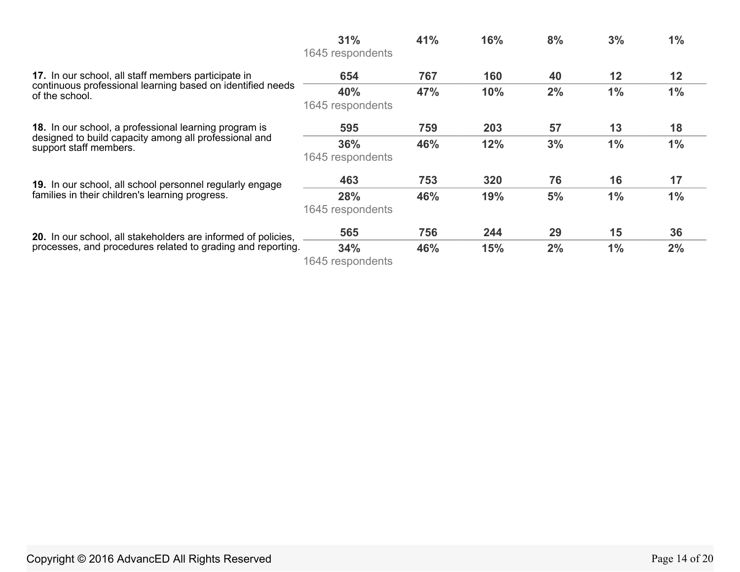| | | | | | | |
|---|---|---|---|---|---|---|
| | **31%** | **41%** | **16%** | **8%** | **3%** | **1%** |
| | 1645 respondents | | | | | |
| **17.** In our school, all staff members participate in continuous professional learning based on identified needs of the school. | **654** | **767** | **160** | **40** | **12** | **12** |
| | **40%** | **47%** | **10%** | **2%** | **1%** | **1%** |
| | 1645 respondents | | | | | |
| **18.** In our school, a professional learning program is designed to build capacity among all professional and support staff members. | **595** | **759** | **203** | **57** | **13** | **18** |
| | **36%** | **46%** | **12%** | **3%** | **1%** | **1%** |
| | 1645 respondents | | | | | |
| **19.** In our school, all school personnel regularly engage families in their children's learning progress. | **463** | **753** | **320** | **76** | **16** | **17** |
| | **28%** | **46%** | **19%** | **5%** | **1%** | **1%** |
| | 1645 respondents | | | | | |
| **20.** In our school, all stakeholders are informed of policies, processes, and procedures related to grading and reporting. | **565** | **756** | **244** | **29** | **15** | **36** |
| | **34%** | **46%** | **15%** | **2%** | **1%** | **2%** |
| | 1645 respondents | | | | | |

Copyright © 2016 AdvancED All Rights Reserved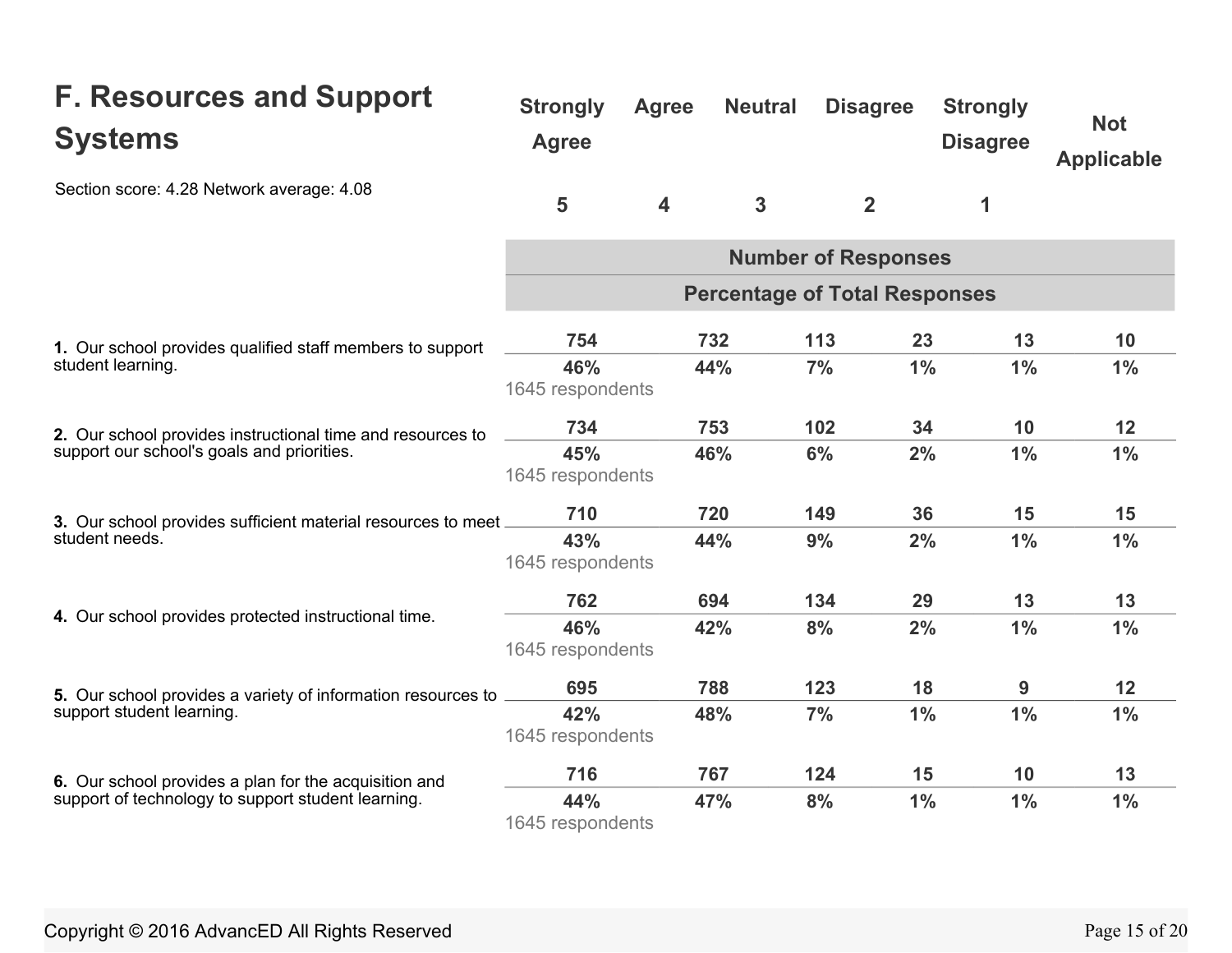## F. Resources and Support Systems

Section score: 4.28 Network average: 4.08

| | Strongly Agree 5 | Agree 4 | Neutral 3 | Disagree 2 | Strongly Disagree 1 | Not Applicable |
|---|---|---|---|---|---|---|
| | **Number of Responses** | | | | | |
| | **Percentage of Total Responses** | | | | | |
| **1.** Our school provides qualified staff members to support student learning. | 754 | 732 | 113 | 23 | 13 | 10 |
| 1645 respondents | 46% | 44% | 7% | 1% | 1% | 1% |
| **2.** Our school provides instructional time and resources to support our school's goals and priorities. | 734 | 753 | 102 | 34 | 10 | 12 |
| 1645 respondents | 45% | 46% | 6% | 2% | 1% | 1% |
| **3.** Our school provides sufficient material resources to meet student needs. | 710 | 720 | 149 | 36 | 15 | 15 |
| 1645 respondents | 43% | 44% | 9% | 2% | 1% | 1% |
| **4.** Our school provides protected instructional time. | 762 | 694 | 134 | 29 | 13 | 13 |
| 1645 respondents | 46% | 42% | 8% | 2% | 1% | 1% |
| **5.** Our school provides a variety of information resources to support student learning. | 695 | 788 | 123 | 18 | 9 | 12 |
| 1645 respondents | 42% | 48% | 7% | 1% | 1% | 1% |
| **6.** Our school provides a plan for the acquisition and support of technology to support student learning. | 716 | 767 | 124 | 15 | 10 | 13 |
| 1645 respondents | 44% | 47% | 8% | 1% | 1% | 1% |

Copyright © 2016 AdvancED All Rights Reserved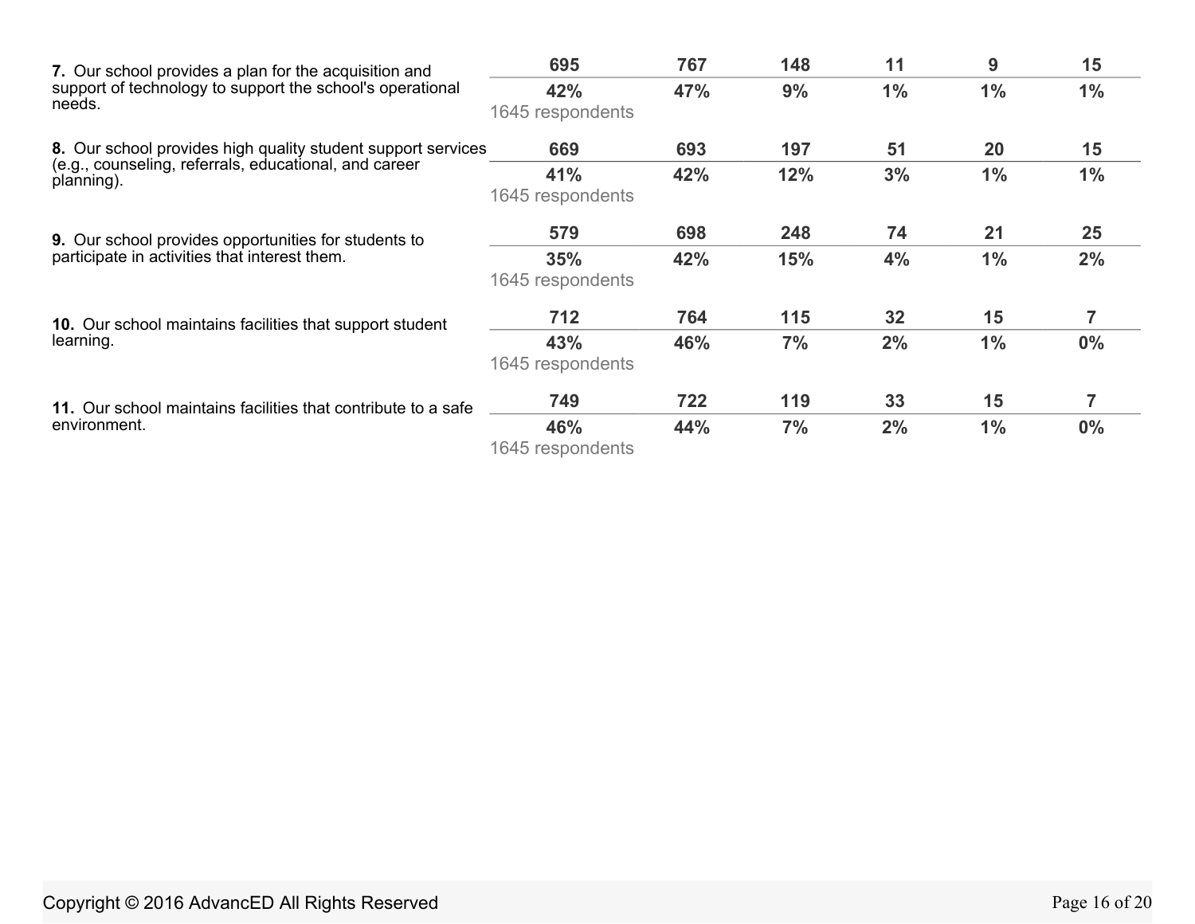| Question | | | | | | |
|---|---|---|---|---|---|---|
| **7.** Our school provides a plan for the acquisition and support of technology to support the school's operational needs. | **695** | **767** | **148** | **11** | **9** | **15** |
| | **42%** | **47%** | **9%** | **1%** | **1%** | **1%** |
| | 1645 respondents | | | | | |
| **8.** Our school provides high quality student support services (e.g., counseling, referrals, educational, and career planning). | **669** | **693** | **197** | **51** | **20** | **15** |
| | **41%** | **42%** | **12%** | **3%** | **1%** | **1%** |
| | 1645 respondents | | | | | |
| **9.** Our school provides opportunities for students to participate in activities that interest them. | **579** | **698** | **248** | **74** | **21** | **25** |
| | **35%** | **42%** | **15%** | **4%** | **1%** | **2%** |
| | 1645 respondents | | | | | |
| **10.** Our school maintains facilities that support student learning. | **712** | **764** | **115** | **32** | **15** | **7** |
| | **43%** | **46%** | **7%** | **2%** | **1%** | **0%** |
| | 1645 respondents | | | | | |
| **11.** Our school maintains facilities that contribute to a safe environment. | **749** | **722** | **119** | **33** | **15** | **7** |
| | **46%** | **44%** | **7%** | **2%** | **1%** | **0%** |
| | 1645 respondents | | | | | |

Copyright © 2016 AdvancED All Rights Reserved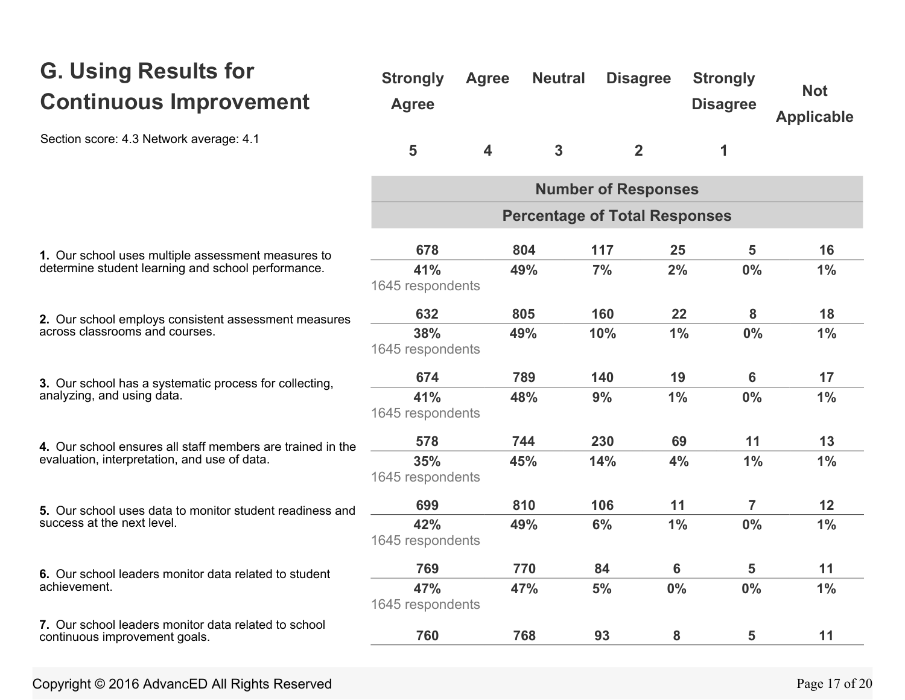## G. Using Results for Continuous Improvement

Section score: 4.3 Network average: 4.1

| | Strongly Agree | Agree | Neutral | Disagree | Strongly Disagree | Not Applicable |
|---|---|---|---|---|---|---|
| | 5 | 4 | 3 | 2 | 1 | |
| | Number of Responses | | | | | |
| | Percentage of Total Responses | | | | | |
| **1.** Our school uses multiple assessment measures to determine student learning and school performance. | 678 | 804 | 117 | 25 | 5 | 16 |
| 1645 respondents | 41% | 49% | 7% | 2% | 0% | 1% |
| **2.** Our school employs consistent assessment measures across classrooms and courses. | 632 | 805 | 160 | 22 | 8 | 18 |
| 1645 respondents | 38% | 49% | 10% | 1% | 0% | 1% |
| **3.** Our school has a systematic process for collecting, analyzing, and using data. | 674 | 789 | 140 | 19 | 6 | 17 |
| 1645 respondents | 41% | 48% | 9% | 1% | 0% | 1% |
| **4.** Our school ensures all staff members are trained in the evaluation, interpretation, and use of data. | 578 | 744 | 230 | 69 | 11 | 13 |
| 1645 respondents | 35% | 45% | 14% | 4% | 1% | 1% |
| **5.** Our school uses data to monitor student readiness and success at the next level. | 699 | 810 | 106 | 11 | 7 | 12 |
| 1645 respondents | 42% | 49% | 6% | 1% | 0% | 1% |
| **6.** Our school leaders monitor data related to student achievement. | 769 | 770 | 84 | 6 | 5 | 11 |
| 1645 respondents | 47% | 47% | 5% | 0% | 0% | 1% |
| **7.** Our school leaders monitor data related to school continuous improvement goals. | 760 | 768 | 93 | 8 | 5 | 11 |

Copyright © 2016 AdvancED All Rights Reserved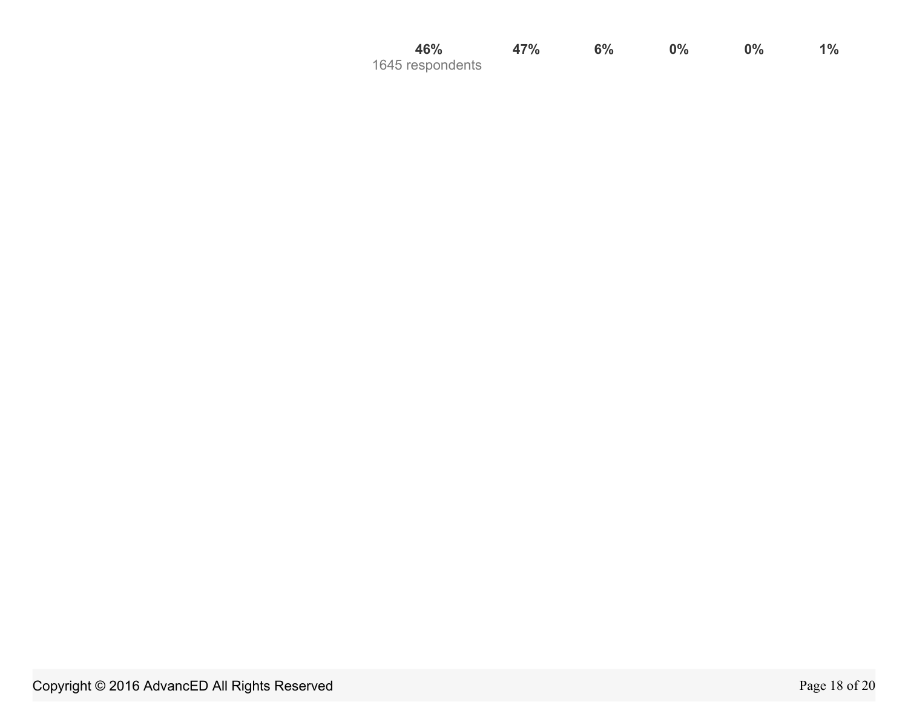| | | | | | |
|---|---|---|---|---|---|
| **46%** | **47%** | **6%** | **0%** | **0%** | **1%** |

1645 respondents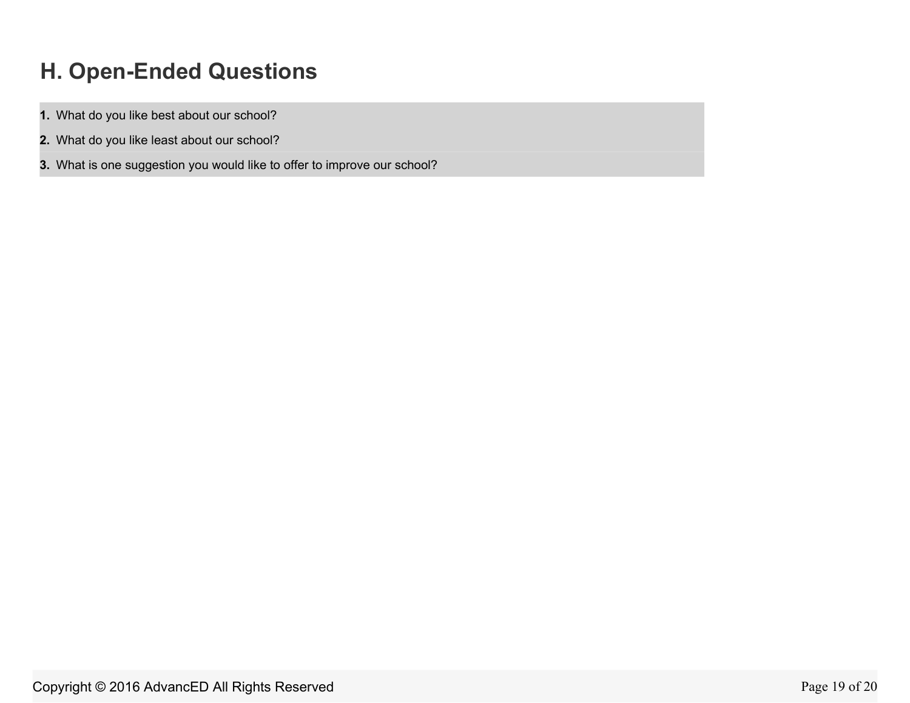## H. Open-Ended Questions

1. What do you like best about our school?
2. What do you like least about our school?
3. What is one suggestion you would like to offer to improve our school?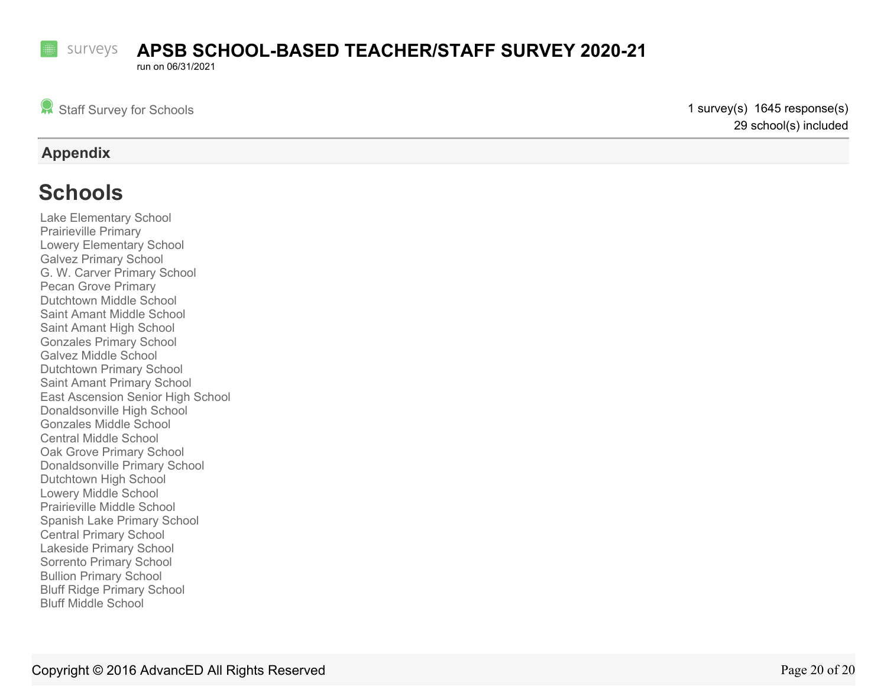# APSB SCHOOL-BASED TEACHER/STAFF SURVEY 2020-21

run on 06/31/2021

Staff Survey for Schools

1 survey(s) 1645 response(s)
29 school(s) included

## Appendix

# Schools

Lake Elementary School
Prairieville Primary
Lowery Elementary School
Galvez Primary School
G. W. Carver Primary School
Pecan Grove Primary
Dutchtown Middle School
Saint Amant Middle School
Saint Amant High School
Gonzales Primary School
Galvez Middle School
Dutchtown Primary School
Saint Amant Primary School
East Ascension Senior High School
Donaldsonville High School
Gonzales Middle School
Central Middle School
Oak Grove Primary School
Donaldsonville Primary School
Dutchtown High School
Lowery Middle School
Prairieville Middle School
Spanish Lake Primary School
Central Primary School
Lakeside Primary School
Sorrento Primary School
Bullion Primary School
Bluff Ridge Primary School
Bluff Middle School

Copyright © 2016 AdvancED All Rights Reserved